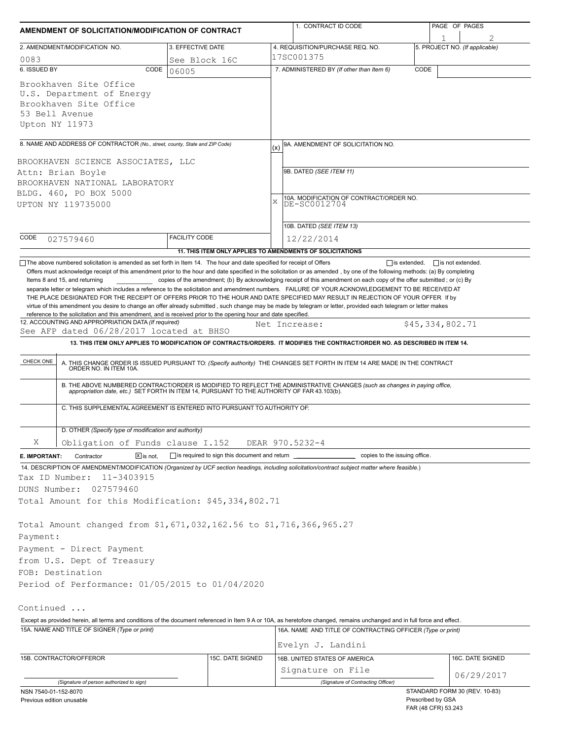# AMENDMENT OF SOLICITATION/MODIFICATION OF CONTRACT

| 1. CONTRACT ID CODE | PAGE OF PAGES |
|---|---|
| | 1 / 2 |

| 2. AMENDMENT/MODIFICATION NO. | 3. EFFECTIVE DATE | 4. REQUISITION/PURCHASE REQ. NO. | 5. PROJECT NO. (If applicable) |
|---|---|---|---|
| 0083 | See Block 16C | 17SC001375 | |

**6. ISSUED BY** CODE 06005

Brookhaven Site Office
U.S. Department of Energy
Brookhaven Site Office
53 Bell Avenue
Upton NY 11973

**7. ADMINISTERED BY** (If other than Item 6) CODE

**8. NAME AND ADDRESS OF CONTRACTOR** (No., street, county, State and ZIP Code)

BROOKHAVEN SCIENCE ASSOCIATES, LLC
Attn: Brian Boyle
BROOKHAVEN NATIONAL LABORATORY
BLDG. 460, PO BOX 5000
UPTON NY 119735000

CODE 027579460 FACILITY CODE

(x) 9A. AMENDMENT OF SOLICITATION NO.

9B. DATED (SEE ITEM 11)

X 10A. MODIFICATION OF CONTRACT/ORDER NO. DE-SC0012704

10B. DATED (SEE ITEM 13) 12/22/2014

**11. THIS ITEM ONLY APPLIES TO AMENDMENTS OF SOLICITATIONS**

☐ The above numbered solicitation is amended as set forth in Item 14. The hour and date specified for receipt of Offers ☐ is extended, ☐ is not extended.

Offers must acknowledge receipt of this amendment prior to the hour and date specified in the solicitation or as amended , by one of the following methods: (a) By completing Items 8 and 15, and returning __________ copies of the amendment; (b) By acknowledging receipt of this amendment on each copy of the offer submitted ; or (c) By separate letter or telegram which includes a reference to the solicitation and amendment numbers. FAILURE OF YOUR ACKNOWLEDGEMENT TO BE RECEIVED AT THE PLACE DESIGNATED FOR THE RECEIPT OF OFFERS PRIOR TO THE HOUR AND DATE SPECIFIED MAY RESULT IN REJECTION OF YOUR OFFER If by virtue of this amendment you desire to change an offer already submitted , such change may be made by telegram or letter, provided each telegram or letter makes reference to the solicitation and this amendment, and is received prior to the opening hour and date specified.

**12. ACCOUNTING AND APPROPRIATION DATA** (If required)
See AFP dated 06/28/2017 located at BHSO     Net Increase: $45,334,802.71

**13. THIS ITEM ONLY APPLIES TO MODIFICATION OF CONTRACTS/ORDERS. IT MODIFIES THE CONTRACT/ORDER NO. AS DESCRIBED IN ITEM 14.**

| CHECK ONE | |
|---|---|
| | A. THIS CHANGE ORDER IS ISSUED PURSUANT TO: (Specify authority) THE CHANGES SET FORTH IN ITEM 14 ARE MADE IN THE CONTRACT ORDER NO. IN ITEM 10A. |
| | B. THE ABOVE NUMBERED CONTRACT/ORDER IS MODIFIED TO REFLECT THE ADMINISTRATIVE CHANGES (such as changes in paying office, appropriation date, etc.) SET FORTH IN ITEM 14, PURSUANT TO THE AUTHORITY OF FAR 43.103(b). |
| | C. THIS SUPPLEMENTAL AGREEMENT IS ENTERED INTO PURSUANT TO AUTHORITY OF: |
| X | D. OTHER (Specify type of modification and authority) Obligation of Funds clause I.152 DEAR 970.5232-4 |

**E. IMPORTANT:** Contractor ☒ is not, ☐ is required to sign this document and return __________ copies to the issuing office.

**14. DESCRIPTION OF AMENDMENT/MODIFICATION** (Organized by UCF section headings, including solicitation/contract subject matter where feasible.)

Tax ID Number: 11-3403915
DUNS Number: 027579460
Total Amount for this Modification: $45,334,802.71

Total Amount changed from $1,671,032,162.56 to $1,716,366,965.27
Payment:
Payment - Direct Payment
from U.S. Dept of Treasury
FOB: Destination
Period of Performance: 01/05/2015 to 01/04/2020

Continued ...

Except as provided herein, all terms and conditions of the document referenced in Item 9 A or 10A, as heretofore changed, remains unchanged and in full force and effect.

| 15A. NAME AND TITLE OF SIGNER (Type or print) | | 16A. NAME AND TITLE OF CONTRACTING OFFICER (Type or print) | |
|---|---|---|---|
| | | Evelyn J. Landini | |
| 15B. CONTRACTOR/OFFEROR | 15C. DATE SIGNED | 16B. UNITED STATES OF AMERICA | 16C. DATE SIGNED |
| (Signature of person authorized to sign) | | Signature on File (Signature of Contracting Officer) | 06/29/2017 |

NSN 7540-01-152-8070
Previous edition unusable

STANDARD FORM 30 (REV. 10-83)
Prescribed by GSA
FAR (48 CFR) 53.243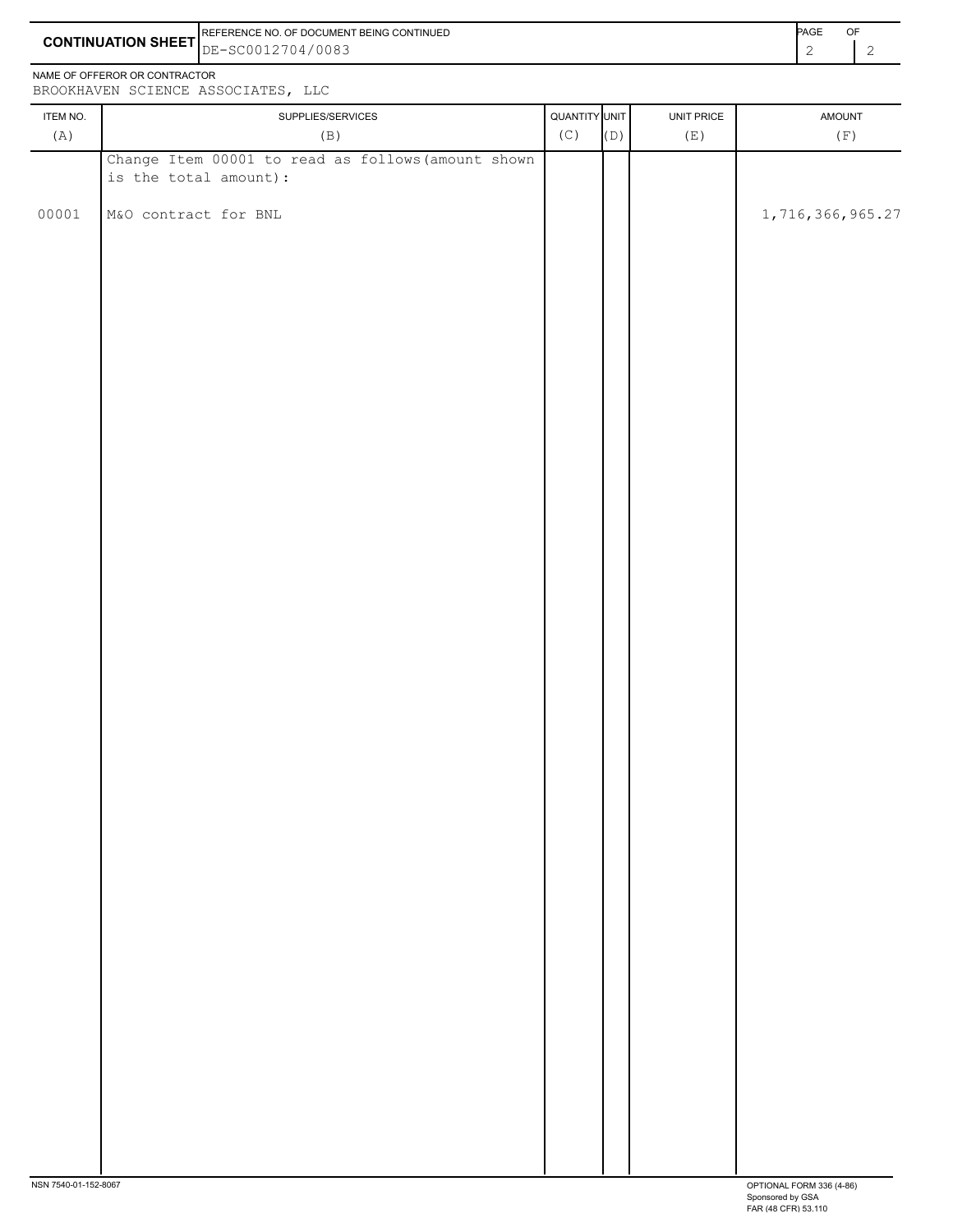**CONTINUATION SHEET**

REFERENCE NO. OF DOCUMENT BEING CONTINUED: DE-SC0012704/0083

NAME OF OFFEROR OR CONTRACTOR
BROOKHAVEN SCIENCE ASSOCIATES, LLC

| ITEM NO. (A) | SUPPLIES/SERVICES (B) | QUANTITY (C) | UNIT (D) | UNIT PRICE (E) | AMOUNT (F) |
|---|---|---|---|---|---|
| | Change Item 00001 to read as follows(amount shown is the total amount): | | | | |
| 00001 | M&O contract for BNL | | | | 1,716,366,965.27 |

NSN 7540-01-152-8067

OPTIONAL FORM 336 (4-86)
Sponsored by GSA
FAR (48 CFR) 53.110